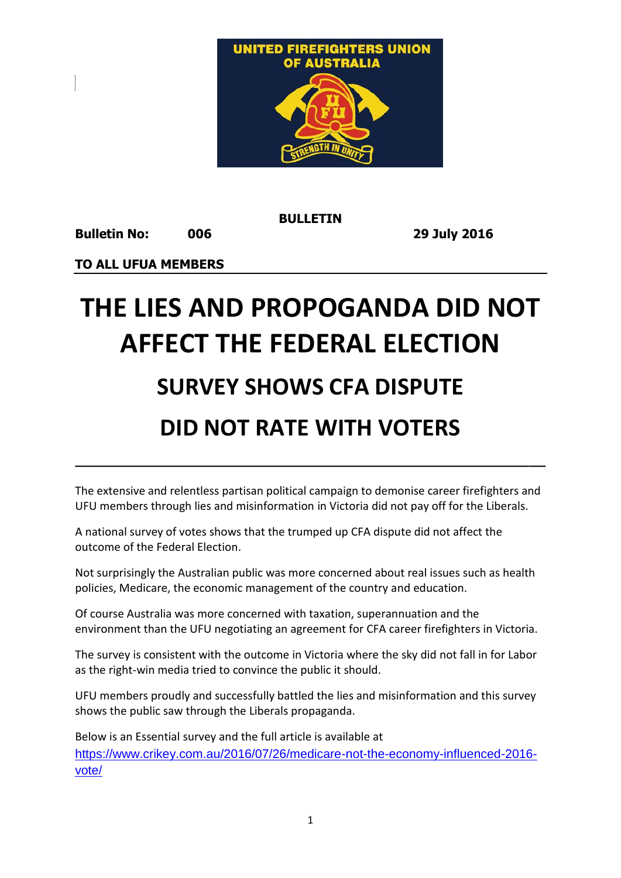UNITED FIREFIGHTERS UNION OF AUSTRALIA

**BULLETIN**

**Bulletin No: 006** **29 July 2016**

**TO ALL UFUA MEMBERS**

# THE LIES AND PROPOGANDA DID NOT AFFECT THE FEDERAL ELECTION

## SURVEY SHOWS CFA DISPUTE DID NOT RATE WITH VOTERS

---

The extensive and relentless partisan political campaign to demonise career firefighters and UFU members through lies and misinformation in Victoria did not pay off for the Liberals.

A national survey of votes shows that the trumped up CFA dispute did not affect the outcome of the Federal Election.

Not surprisingly the Australian public was more concerned about real issues such as health policies, Medicare, the economic management of the country and education.

Of course Australia was more concerned with taxation, superannuation and the environment than the UFU negotiating an agreement for CFA career firefighters in Victoria.

The survey is consistent with the outcome in Victoria where the sky did not fall in for Labor as the right-win media tried to convince the public it should.

UFU members proudly and successfully battled the lies and misinformation and this survey shows the public saw through the Liberals propaganda.

Below is an Essential survey and the full article is available at https://www.crikey.com.au/2016/07/26/medicare-not-the-economy-influenced-2016-vote/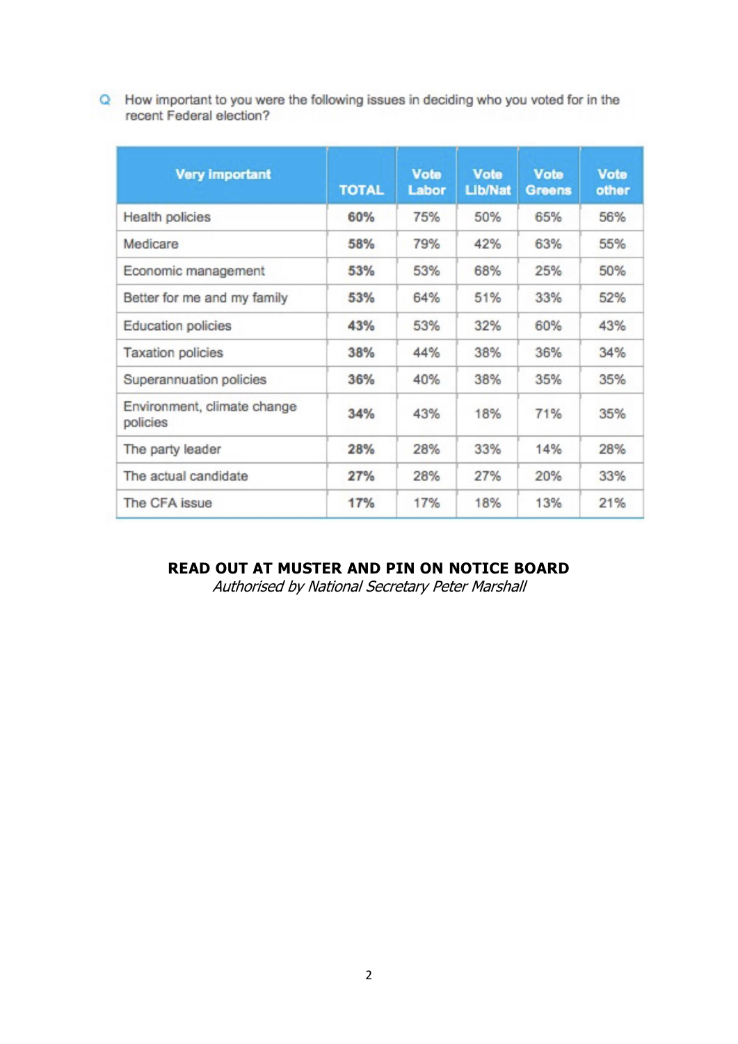Q How important to you were the following issues in deciding who you voted for in the recent Federal election?

| Very important | TOTAL | Vote Labor | Vote Lib/Nat | Vote Greens | Vote other |
|---|---|---|---|---|---|
| Health policies | **60%** | 75% | 50% | 65% | 56% |
| Medicare | **58%** | 79% | 42% | 63% | 55% |
| Economic management | **53%** | 53% | 68% | 25% | 50% |
| Better for me and my family | **53%** | 64% | 51% | 33% | 52% |
| Education policies | **43%** | 53% | 32% | 60% | 43% |
| Taxation policies | **38%** | 44% | 38% | 36% | 34% |
| Superannuation policies | **36%** | 40% | 38% | 35% | 35% |
| Environment, climate change policies | **34%** | 43% | 18% | 71% | 35% |
| The party leader | **28%** | 28% | 33% | 14% | 28% |
| The actual candidate | **27%** | 28% | 27% | 20% | 33% |
| The CFA issue | **17%** | 17% | 18% | 13% | 21% |

**READ OUT AT MUSTER AND PIN ON NOTICE BOARD**

*Authorised by National Secretary Peter Marshall*